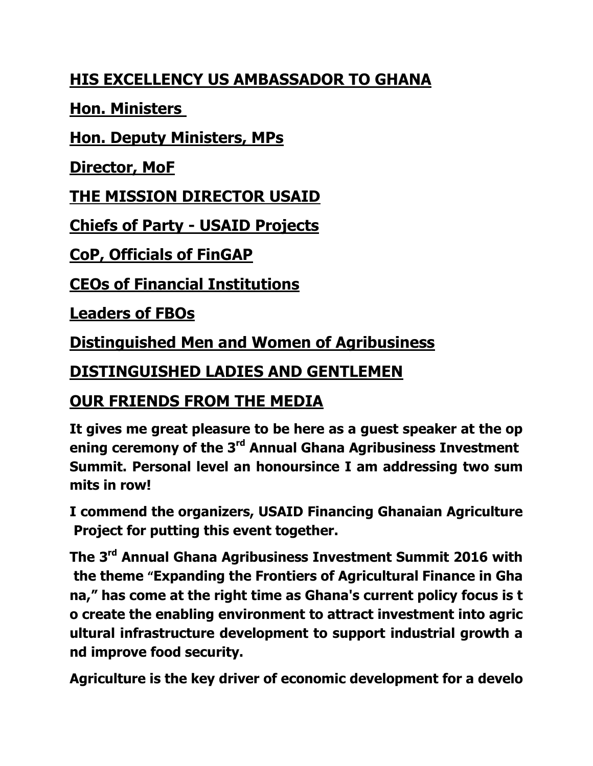**HIS EXCELLENCY US AMBASSADOR TO GHANA**

**Hon. Ministers**

**Hon. Deputy Ministers, MPs**

**Director, MoF**

**THE MISSION DIRECTOR USAID**

**Chiefs of Party - USAID Projects**

**CoP, Officials of FinGAP**

**CEOs of Financial Institutions**

**Leaders of FBOs**

**Distinguished Men and Women of Agribusiness**

**DISTINGUISHED LADIES AND GENTLEMEN**

**OUR FRIENDS FROM THE MEDIA**

**It gives me great pleasure to be here as a guest speaker at the opening ceremony of the 3rd Annual Ghana Agribusiness Investment Summit. Personal level an honoursince I am addressing two summits in row!**

**I commend the organizers, USAID Financing Ghanaian Agriculture Project for putting this event together.**

**The 3rd Annual Ghana Agribusiness Investment Summit 2016 with the theme "Expanding the Frontiers of Agricultural Finance in Ghana," has come at the right time as Ghana's current policy focus is to create the enabling environment to attract investment into agricultural infrastructure development to support industrial growth and improve food security.**

**Agriculture is the key driver of economic development for a develo**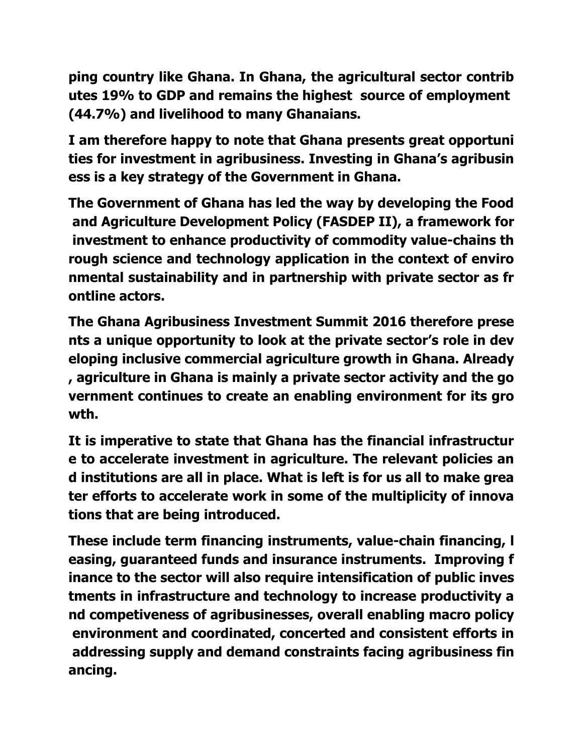**ping country like Ghana. In Ghana, the agricultural sector contributes 19% to GDP and remains the highest source of employment (44.7%) and livelihood to many Ghanaians.**

**I am therefore happy to note that Ghana presents great opportunities for investment in agribusiness. Investing in Ghana's agribusiness is a key strategy of the Government in Ghana.**

**The Government of Ghana has led the way by developing the Food and Agriculture Development Policy (FASDEP II), a framework for investment to enhance productivity of commodity value-chains through science and technology application in the context of environmental sustainability and in partnership with private sector as frontline actors.**

**The Ghana Agribusiness Investment Summit 2016 therefore presents a unique opportunity to look at the private sector's role in developing inclusive commercial agriculture growth in Ghana. Already, agriculture in Ghana is mainly a private sector activity and the government continues to create an enabling environment for its growth.**

**It is imperative to state that Ghana has the financial infrastructure to accelerate investment in agriculture. The relevant policies and institutions are all in place. What is left is for us all to make greater efforts to accelerate work in some of the multiplicity of innovations that are being introduced.**

**These include term financing instruments, value-chain financing, leasing, guaranteed funds and insurance instruments. Improving finance to the sector will also require intensification of public investments in infrastructure and technology to increase productivity and competiveness of agribusinesses, overall enabling macro policy environment and coordinated, concerted and consistent efforts in addressing supply and demand constraints facing agribusiness financing.**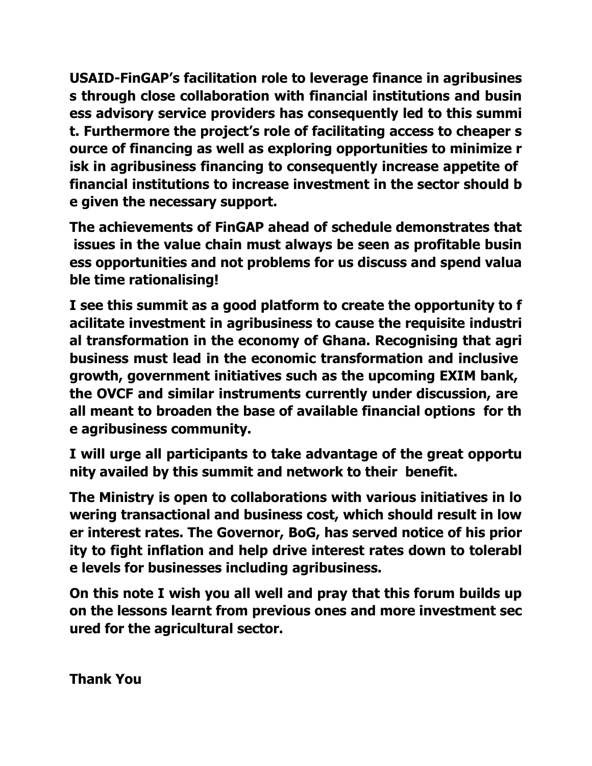**USAID-FinGAP's facilitation role to leverage finance in agribusiness through close collaboration with financial institutions and business advisory service providers has consequently led to this summit. Furthermore the project's role of facilitating access to cheaper source of financing as well as exploring opportunities to minimize risk in agribusiness financing to consequently increase appetite of financial institutions to increase investment in the sector should be given the necessary support.**

**The achievements of FinGAP ahead of schedule demonstrates that issues in the value chain must always be seen as profitable business opportunities and not problems for us discuss and spend valuable time rationalising!**

**I see this summit as a good platform to create the opportunity to facilitate investment in agribusiness to cause the requisite industrial transformation in the economy of Ghana. Recognising that agribusiness must lead in the economic transformation and inclusive growth, government initiatives such as the upcoming EXIM bank, the OVCF and similar instruments currently under discussion, are all meant to broaden the base of available financial options for the agribusiness community.**

**I will urge all participants to take advantage of the great opportunity availed by this summit and network to their benefit.**

**The Ministry is open to collaborations with various initiatives in lowering transactional and business cost, which should result in lower interest rates. The Governor, BoG, has served notice of his priority to fight inflation and help drive interest rates down to tolerable levels for businesses including agribusiness.**

**On this note I wish you all well and pray that this forum builds up on the lessons learnt from previous ones and more investment secured for the agricultural sector.**

**Thank You**